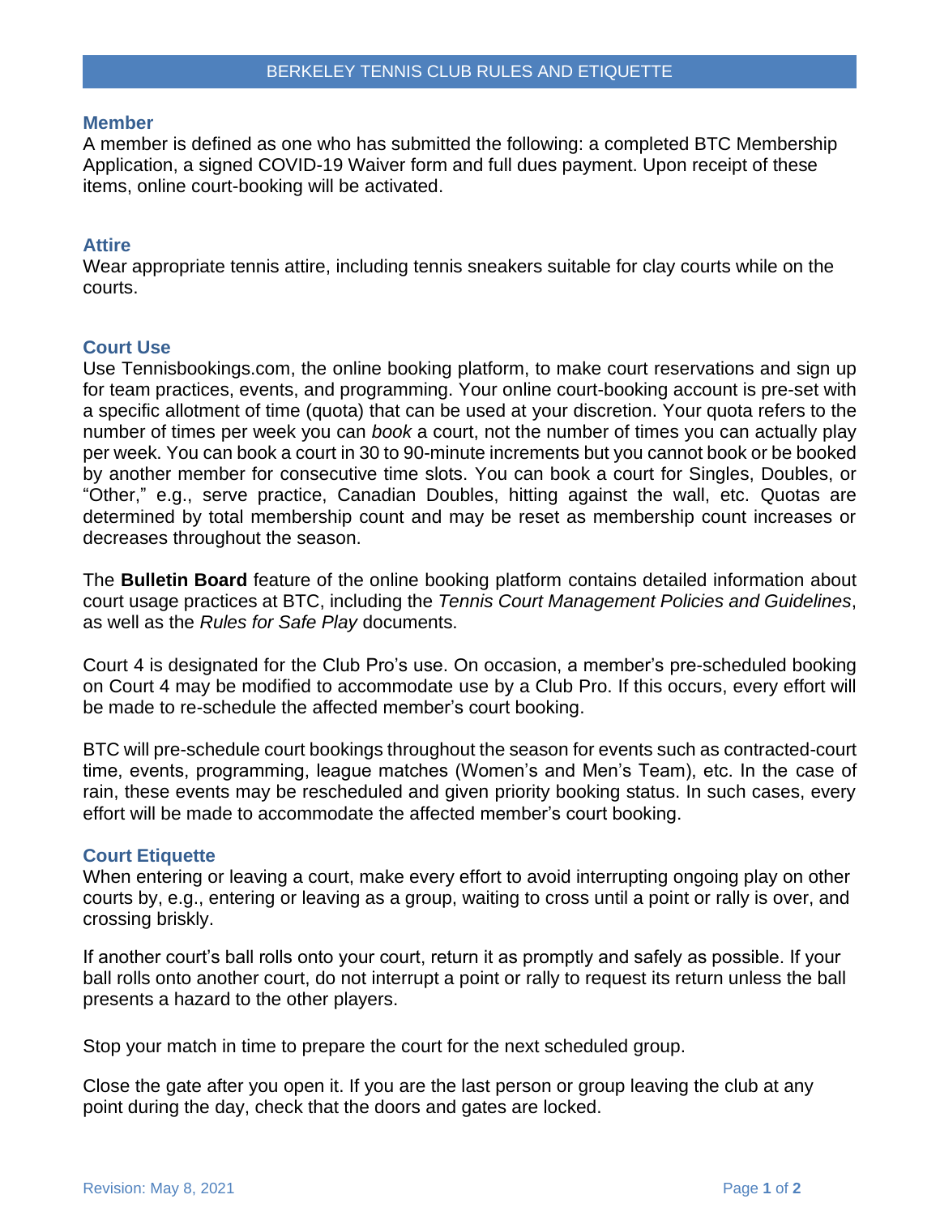# BERKELEY TENNIS CLUB RULES AND ETIQUETTE

## Member

A member is defined as one who has submitted the following: a completed BTC Membership Application, a signed COVID-19 Waiver form and full dues payment. Upon receipt of these items, online court-booking will be activated.

## Attire

Wear appropriate tennis attire, including tennis sneakers suitable for clay courts while on the courts.

## Court Use

Use Tennisbookings.com, the online booking platform, to make court reservations and sign up for team practices, events, and programming. Your online court-booking account is pre-set with a specific allotment of time (quota) that can be used at your discretion. Your quota refers to the number of times per week you can *book* a court, not the number of times you can actually play per week. You can book a court in 30 to 90-minute increments but you cannot book or be booked by another member for consecutive time slots. You can book a court for Singles, Doubles, or "Other," e.g., serve practice, Canadian Doubles, hitting against the wall, etc. Quotas are determined by total membership count and may be reset as membership count increases or decreases throughout the season.

The **Bulletin Board** feature of the online booking platform contains detailed information about court usage practices at BTC, including the *Tennis Court Management Policies and Guidelines*, as well as the *Rules for Safe Play* documents.

Court 4 is designated for the Club Pro's use. On occasion, a member's pre-scheduled booking on Court 4 may be modified to accommodate use by a Club Pro. If this occurs, every effort will be made to re-schedule the affected member's court booking.

BTC will pre-schedule court bookings throughout the season for events such as contracted-court time, events, programming, league matches (Women's and Men's Team), etc. In the case of rain, these events may be rescheduled and given priority booking status. In such cases, every effort will be made to accommodate the affected member's court booking.

## Court Etiquette

When entering or leaving a court, make every effort to avoid interrupting ongoing play on other courts by, e.g., entering or leaving as a group, waiting to cross until a point or rally is over, and crossing briskly.

If another court's ball rolls onto your court, return it as promptly and safely as possible. If your ball rolls onto another court, do not interrupt a point or rally to request its return unless the ball presents a hazard to the other players.

Stop your match in time to prepare the court for the next scheduled group.

Close the gate after you open it. If you are the last person or group leaving the club at any point during the day, check that the doors and gates are locked.

Revision: May 8, 2021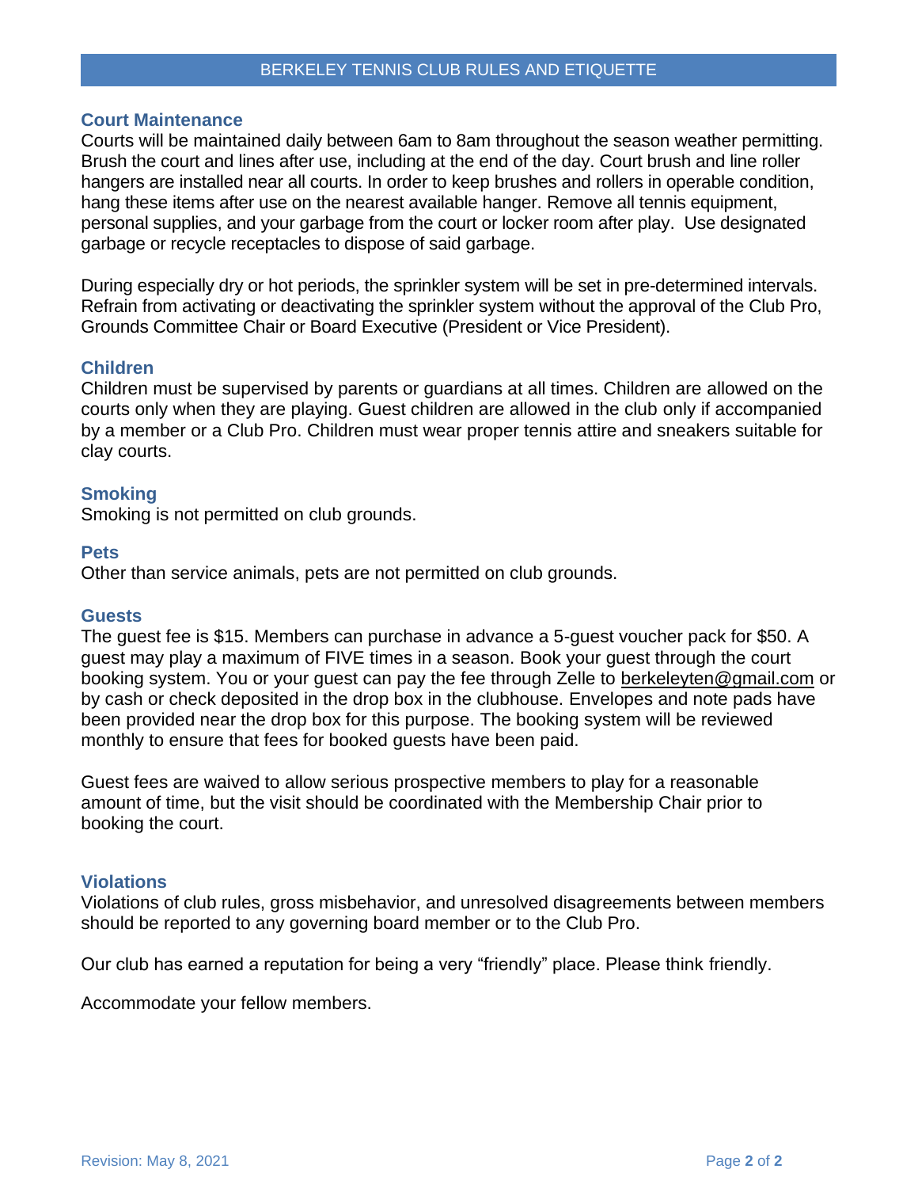## Court Maintenance

Courts will be maintained daily between 6am to 8am throughout the season weather permitting. Brush the court and lines after use, including at the end of the day. Court brush and line roller hangers are installed near all courts. In order to keep brushes and rollers in operable condition, hang these items after use on the nearest available hanger. Remove all tennis equipment, personal supplies, and your garbage from the court or locker room after play. Use designated garbage or recycle receptacles to dispose of said garbage.

During especially dry or hot periods, the sprinkler system will be set in pre-determined intervals. Refrain from activating or deactivating the sprinkler system without the approval of the Club Pro, Grounds Committee Chair or Board Executive (President or Vice President).

## Children

Children must be supervised by parents or guardians at all times. Children are allowed on the courts only when they are playing. Guest children are allowed in the club only if accompanied by a member or a Club Pro. Children must wear proper tennis attire and sneakers suitable for clay courts.

## Smoking

Smoking is not permitted on club grounds.

## Pets

Other than service animals, pets are not permitted on club grounds.

## Guests

The guest fee is $15. Members can purchase in advance a 5-guest voucher pack for $50. A guest may play a maximum of FIVE times in a season. Book your guest through the court booking system. You or your guest can pay the fee through Zelle to berkeleyten@gmail.com or by cash or check deposited in the drop box in the clubhouse. Envelopes and note pads have been provided near the drop box for this purpose. The booking system will be reviewed monthly to ensure that fees for booked guests have been paid.

Guest fees are waived to allow serious prospective members to play for a reasonable amount of time, but the visit should be coordinated with the Membership Chair prior to booking the court.

## Violations

Violations of club rules, gross misbehavior, and unresolved disagreements between members should be reported to any governing board member or to the Club Pro.

Our club has earned a reputation for being a very "friendly" place. Please think friendly.

Accommodate your fellow members.

Revision: May 8, 2021